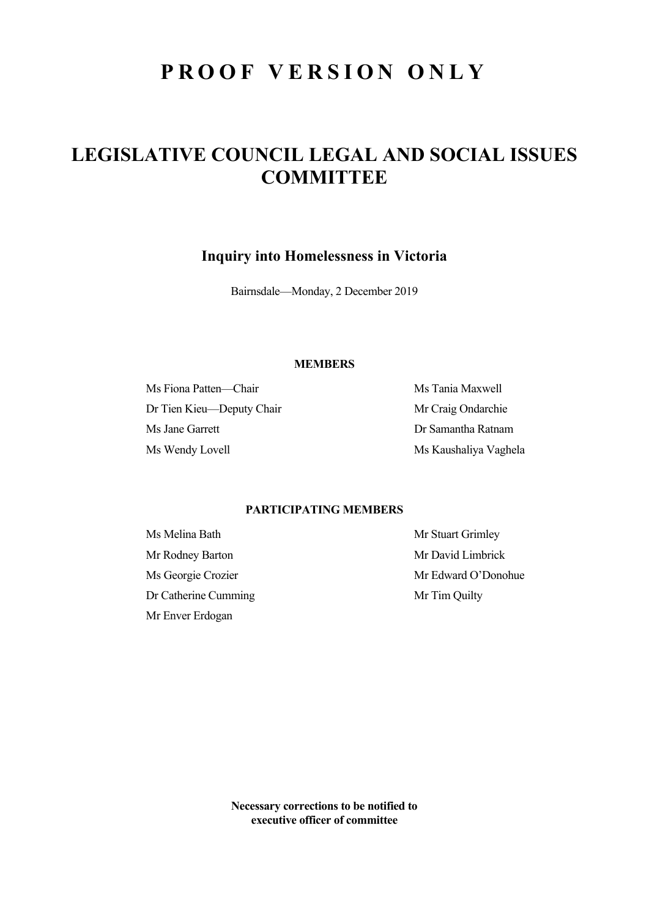# PROOF VERSION ONLY

# LEGISLATIVE COUNCIL LEGAL AND SOCIAL ISSUES COMMITTEE

## Inquiry into Homelessness in Victoria

Bairnsdale—Monday, 2 December 2019

**MEMBERS**

Ms Fiona Patten—Chair

Dr Tien Kieu—Deputy Chair

Ms Jane Garrett

Ms Wendy Lovell

Ms Tania Maxwell

Mr Craig Ondarchie

Dr Samantha Ratnam

Ms Kaushaliya Vaghela

**PARTICIPATING MEMBERS**

Ms Melina Bath

Mr Rodney Barton

Ms Georgie Crozier

Dr Catherine Cumming

Mr Enver Erdogan

Mr Stuart Grimley

Mr David Limbrick

Mr Edward O'Donohue

Mr Tim Quilty

**Necessary corrections to be notified to executive officer of committee**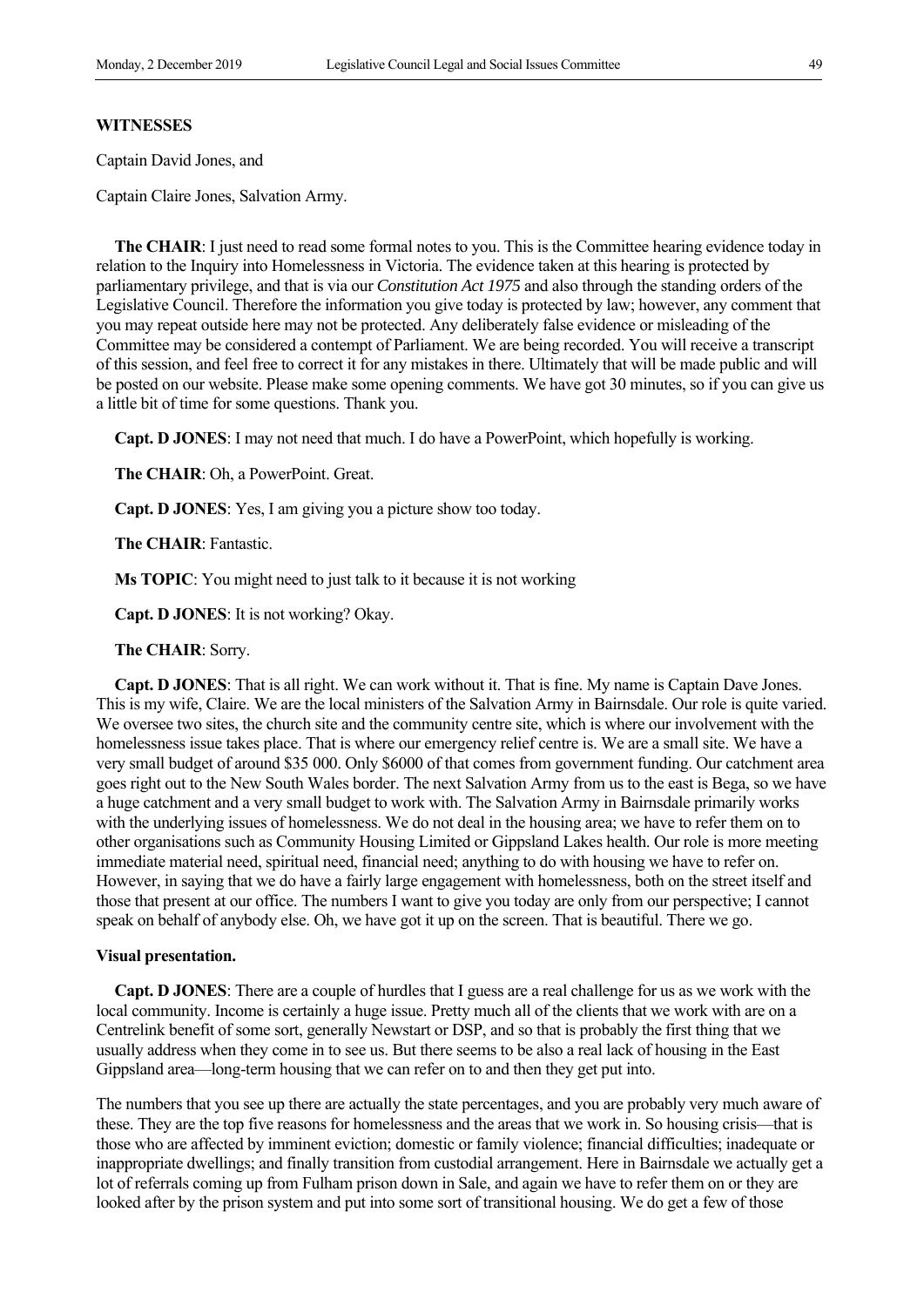**WITNESSES**

Captain David Jones, and

Captain Claire Jones, Salvation Army.

**The CHAIR**: I just need to read some formal notes to you. This is the Committee hearing evidence today in relation to the Inquiry into Homelessness in Victoria. The evidence taken at this hearing is protected by parliamentary privilege, and that is via our *Constitution Act 1975* and also through the standing orders of the Legislative Council. Therefore the information you give today is protected by law; however, any comment that you may repeat outside here may not be protected. Any deliberately false evidence or misleading of the Committee may be considered a contempt of Parliament. We are being recorded. You will receive a transcript of this session, and feel free to correct it for any mistakes in there. Ultimately that will be made public and will be posted on our website. Please make some opening comments. We have got 30 minutes, so if you can give us a little bit of time for some questions. Thank you.

**Capt. D JONES**: I may not need that much. I do have a PowerPoint, which hopefully is working.

**The CHAIR**: Oh, a PowerPoint. Great.

**Capt. D JONES**: Yes, I am giving you a picture show too today.

**The CHAIR**: Fantastic.

**Ms TOPIC**: You might need to just talk to it because it is not working

**Capt. D JONES**: It is not working? Okay.

**The CHAIR**: Sorry.

**Capt. D JONES**: That is all right. We can work without it. That is fine. My name is Captain Dave Jones. This is my wife, Claire. We are the local ministers of the Salvation Army in Bairnsdale. Our role is quite varied. We oversee two sites, the church site and the community centre site, which is where our involvement with the homelessness issue takes place. That is where our emergency relief centre is. We are a small site. We have a very small budget of around $35 000. Only $6000 of that comes from government funding. Our catchment area goes right out to the New South Wales border. The next Salvation Army from us to the east is Bega, so we have a huge catchment and a very small budget to work with. The Salvation Army in Bairnsdale primarily works with the underlying issues of homelessness. We do not deal in the housing area; we have to refer them on to other organisations such as Community Housing Limited or Gippsland Lakes health. Our role is more meeting immediate material need, spiritual need, financial need; anything to do with housing we have to refer on. However, in saying that we do have a fairly large engagement with homelessness, both on the street itself and those that present at our office. The numbers I want to give you today are only from our perspective; I cannot speak on behalf of anybody else. Oh, we have got it up on the screen. That is beautiful. There we go.

**Visual presentation.**

**Capt. D JONES**: There are a couple of hurdles that I guess are a real challenge for us as we work with the local community. Income is certainly a huge issue. Pretty much all of the clients that we work with are on a Centrelink benefit of some sort, generally Newstart or DSP, and so that is probably the first thing that we usually address when they come in to see us. But there seems to be also a real lack of housing in the East Gippsland area—long-term housing that we can refer on to and then they get put into.

The numbers that you see up there are actually the state percentages, and you are probably very much aware of these. They are the top five reasons for homelessness and the areas that we work in. So housing crisis—that is those who are affected by imminent eviction; domestic or family violence; financial difficulties; inadequate or inappropriate dwellings; and finally transition from custodial arrangement. Here in Bairnsdale we actually get a lot of referrals coming up from Fulham prison down in Sale, and again we have to refer them on or they are looked after by the prison system and put into some sort of transitional housing. We do get a few of those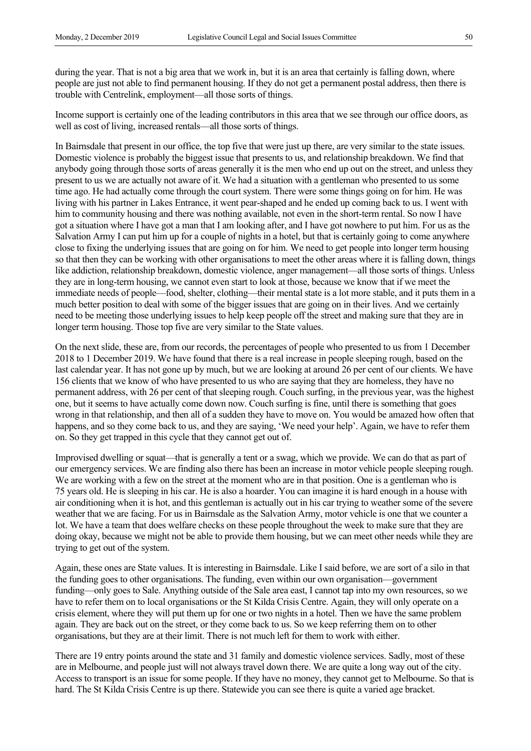during the year. That is not a big area that we work in, but it is an area that certainly is falling down, where people are just not able to find permanent housing. If they do not get a permanent postal address, then there is trouble with Centrelink, employment—all those sorts of things.

Income support is certainly one of the leading contributors in this area that we see through our office doors, as well as cost of living, increased rentals—all those sorts of things.

In Bairnsdale that present in our office, the top five that were just up there, are very similar to the state issues. Domestic violence is probably the biggest issue that presents to us, and relationship breakdown. We find that anybody going through those sorts of areas generally it is the men who end up out on the street, and unless they present to us we are actually not aware of it. We had a situation with a gentleman who presented to us some time ago. He had actually come through the court system. There were some things going on for him. He was living with his partner in Lakes Entrance, it went pear-shaped and he ended up coming back to us. I went with him to community housing and there was nothing available, not even in the short-term rental. So now I have got a situation where I have got a man that I am looking after, and I have got nowhere to put him. For us as the Salvation Army I can put him up for a couple of nights in a hotel, but that is certainly going to come anywhere close to fixing the underlying issues that are going on for him. We need to get people into longer term housing so that then they can be working with other organisations to meet the other areas where it is falling down, things like addiction, relationship breakdown, domestic violence, anger management—all those sorts of things. Unless they are in long-term housing, we cannot even start to look at those, because we know that if we meet the immediate needs of people—food, shelter, clothing—their mental state is a lot more stable, and it puts them in a much better position to deal with some of the bigger issues that are going on in their lives. And we certainly need to be meeting those underlying issues to help keep people off the street and making sure that they are in longer term housing. Those top five are very similar to the State values.

On the next slide, these are, from our records, the percentages of people who presented to us from 1 December 2018 to 1 December 2019. We have found that there is a real increase in people sleeping rough, based on the last calendar year. It has not gone up by much, but we are looking at around 26 per cent of our clients. We have 156 clients that we know of who have presented to us who are saying that they are homeless, they have no permanent address, with 26 per cent of that sleeping rough. Couch surfing, in the previous year, was the highest one, but it seems to have actually come down now. Couch surfing is fine, until there is something that goes wrong in that relationship, and then all of a sudden they have to move on. You would be amazed how often that happens, and so they come back to us, and they are saying, 'We need your help'. Again, we have to refer them on. So they get trapped in this cycle that they cannot get out of.

Improvised dwelling or squat—that is generally a tent or a swag, which we provide. We can do that as part of our emergency services. We are finding also there has been an increase in motor vehicle people sleeping rough. We are working with a few on the street at the moment who are in that position. One is a gentleman who is 75 years old. He is sleeping in his car. He is also a hoarder. You can imagine it is hard enough in a house with air conditioning when it is hot, and this gentleman is actually out in his car trying to weather some of the severe weather that we are facing. For us in Bairnsdale as the Salvation Army, motor vehicle is one that we counter a lot. We have a team that does welfare checks on these people throughout the week to make sure that they are doing okay, because we might not be able to provide them housing, but we can meet other needs while they are trying to get out of the system.

Again, these ones are State values. It is interesting in Bairnsdale. Like I said before, we are sort of a silo in that the funding goes to other organisations. The funding, even within our own organisation—government funding—only goes to Sale. Anything outside of the Sale area east, I cannot tap into my own resources, so we have to refer them on to local organisations or the St Kilda Crisis Centre. Again, they will only operate on a crisis element, where they will put them up for one or two nights in a hotel. Then we have the same problem again. They are back out on the street, or they come back to us. So we keep referring them on to other organisations, but they are at their limit. There is not much left for them to work with either.

There are 19 entry points around the state and 31 family and domestic violence services. Sadly, most of these are in Melbourne, and people just will not always travel down there. We are quite a long way out of the city. Access to transport is an issue for some people. If they have no money, they cannot get to Melbourne. So that is hard. The St Kilda Crisis Centre is up there. Statewide you can see there is quite a varied age bracket.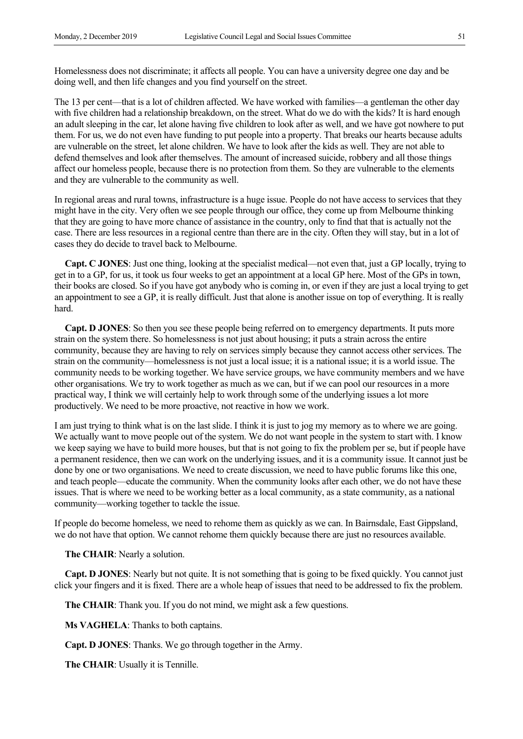Homelessness does not discriminate; it affects all people. You can have a university degree one day and be doing well, and then life changes and you find yourself on the street.

The 13 per cent—that is a lot of children affected. We have worked with families—a gentleman the other day with five children had a relationship breakdown, on the street. What do we do with the kids? It is hard enough an adult sleeping in the car, let alone having five children to look after as well, and we have got nowhere to put them. For us, we do not even have funding to put people into a property. That breaks our hearts because adults are vulnerable on the street, let alone children. We have to look after the kids as well. They are not able to defend themselves and look after themselves. The amount of increased suicide, robbery and all those things affect our homeless people, because there is no protection from them. So they are vulnerable to the elements and they are vulnerable to the community as well.

In regional areas and rural towns, infrastructure is a huge issue. People do not have access to services that they might have in the city. Very often we see people through our office, they come up from Melbourne thinking that they are going to have more chance of assistance in the country, only to find that that is actually not the case. There are less resources in a regional centre than there are in the city. Often they will stay, but in a lot of cases they do decide to travel back to Melbourne.

**Capt. C JONES**: Just one thing, looking at the specialist medical—not even that, just a GP locally, trying to get in to a GP, for us, it took us four weeks to get an appointment at a local GP here. Most of the GPs in town, their books are closed. So if you have got anybody who is coming in, or even if they are just a local trying to get an appointment to see a GP, it is really difficult. Just that alone is another issue on top of everything. It is really hard.

**Capt. D JONES**: So then you see these people being referred on to emergency departments. It puts more strain on the system there. So homelessness is not just about housing; it puts a strain across the entire community, because they are having to rely on services simply because they cannot access other services. The strain on the community—homelessness is not just a local issue; it is a national issue; it is a world issue. The community needs to be working together. We have service groups, we have community members and we have other organisations. We try to work together as much as we can, but if we can pool our resources in a more practical way, I think we will certainly help to work through some of the underlying issues a lot more productively. We need to be more proactive, not reactive in how we work.

I am just trying to think what is on the last slide. I think it is just to jog my memory as to where we are going. We actually want to move people out of the system. We do not want people in the system to start with. I know we keep saying we have to build more houses, but that is not going to fix the problem per se, but if people have a permanent residence, then we can work on the underlying issues, and it is a community issue. It cannot just be done by one or two organisations. We need to create discussion, we need to have public forums like this one, and teach people—educate the community. When the community looks after each other, we do not have these issues. That is where we need to be working better as a local community, as a state community, as a national community—working together to tackle the issue.

If people do become homeless, we need to rehome them as quickly as we can. In Bairnsdale, East Gippsland, we do not have that option. We cannot rehome them quickly because there are just no resources available.

**The CHAIR**: Nearly a solution.

**Capt. D JONES**: Nearly but not quite. It is not something that is going to be fixed quickly. You cannot just click your fingers and it is fixed. There are a whole heap of issues that need to be addressed to fix the problem.

**The CHAIR**: Thank you. If you do not mind, we might ask a few questions.

**Ms VAGHELA**: Thanks to both captains.

**Capt. D JONES**: Thanks. We go through together in the Army.

**The CHAIR**: Usually it is Tennille.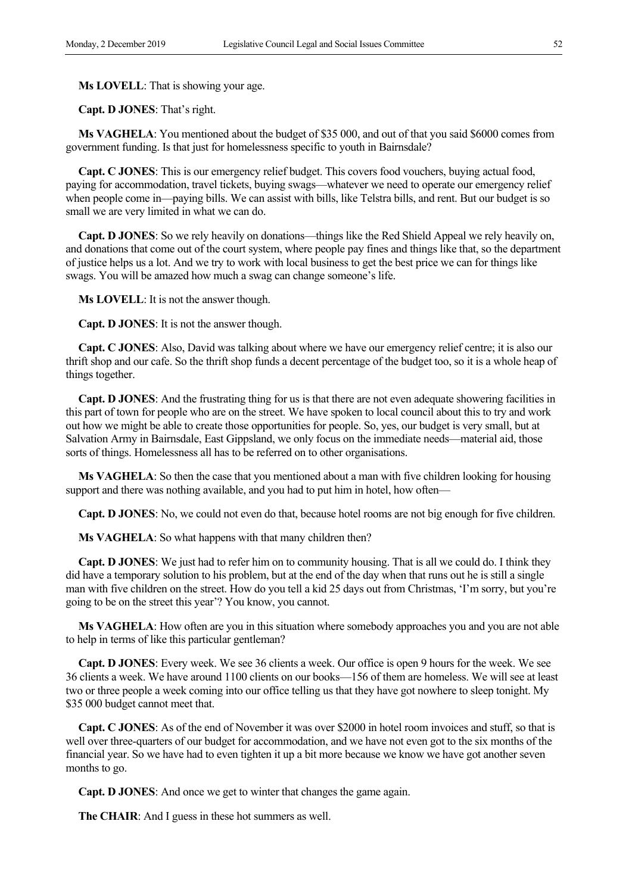**Ms LOVELL**: That is showing your age.

**Capt. D JONES**: That's right.

**Ms VAGHELA**: You mentioned about the budget of $35 000, and out of that you said $6000 comes from government funding. Is that just for homelessness specific to youth in Bairnsdale?

**Capt. C JONES**: This is our emergency relief budget. This covers food vouchers, buying actual food, paying for accommodation, travel tickets, buying swags—whatever we need to operate our emergency relief when people come in—paying bills. We can assist with bills, like Telstra bills, and rent. But our budget is so small we are very limited in what we can do.

**Capt. D JONES**: So we rely heavily on donations—things like the Red Shield Appeal we rely heavily on, and donations that come out of the court system, where people pay fines and things like that, so the department of justice helps us a lot. And we try to work with local business to get the best price we can for things like swags. You will be amazed how much a swag can change someone's life.

**Ms LOVELL**: It is not the answer though.

**Capt. D JONES**: It is not the answer though.

**Capt. C JONES**: Also, David was talking about where we have our emergency relief centre; it is also our thrift shop and our cafe. So the thrift shop funds a decent percentage of the budget too, so it is a whole heap of things together.

**Capt. D JONES**: And the frustrating thing for us is that there are not even adequate showering facilities in this part of town for people who are on the street. We have spoken to local council about this to try and work out how we might be able to create those opportunities for people. So, yes, our budget is very small, but at Salvation Army in Bairnsdale, East Gippsland, we only focus on the immediate needs—material aid, those sorts of things. Homelessness all has to be referred on to other organisations.

**Ms VAGHELA**: So then the case that you mentioned about a man with five children looking for housing support and there was nothing available, and you had to put him in hotel, how often—

**Capt. D JONES**: No, we could not even do that, because hotel rooms are not big enough for five children.

**Ms VAGHELA**: So what happens with that many children then?

**Capt. D JONES**: We just had to refer him on to community housing. That is all we could do. I think they did have a temporary solution to his problem, but at the end of the day when that runs out he is still a single man with five children on the street. How do you tell a kid 25 days out from Christmas, 'I'm sorry, but you're going to be on the street this year'? You know, you cannot.

**Ms VAGHELA**: How often are you in this situation where somebody approaches you and you are not able to help in terms of like this particular gentleman?

**Capt. D JONES**: Every week. We see 36 clients a week. Our office is open 9 hours for the week. We see 36 clients a week. We have around 1100 clients on our books—156 of them are homeless. We will see at least two or three people a week coming into our office telling us that they have got nowhere to sleep tonight. My $35 000 budget cannot meet that.

**Capt. C JONES**: As of the end of November it was over $2000 in hotel room invoices and stuff, so that is well over three-quarters of our budget for accommodation, and we have not even got to the six months of the financial year. So we have had to even tighten it up a bit more because we know we have got another seven months to go.

**Capt. D JONES**: And once we get to winter that changes the game again.

**The CHAIR**: And I guess in these hot summers as well.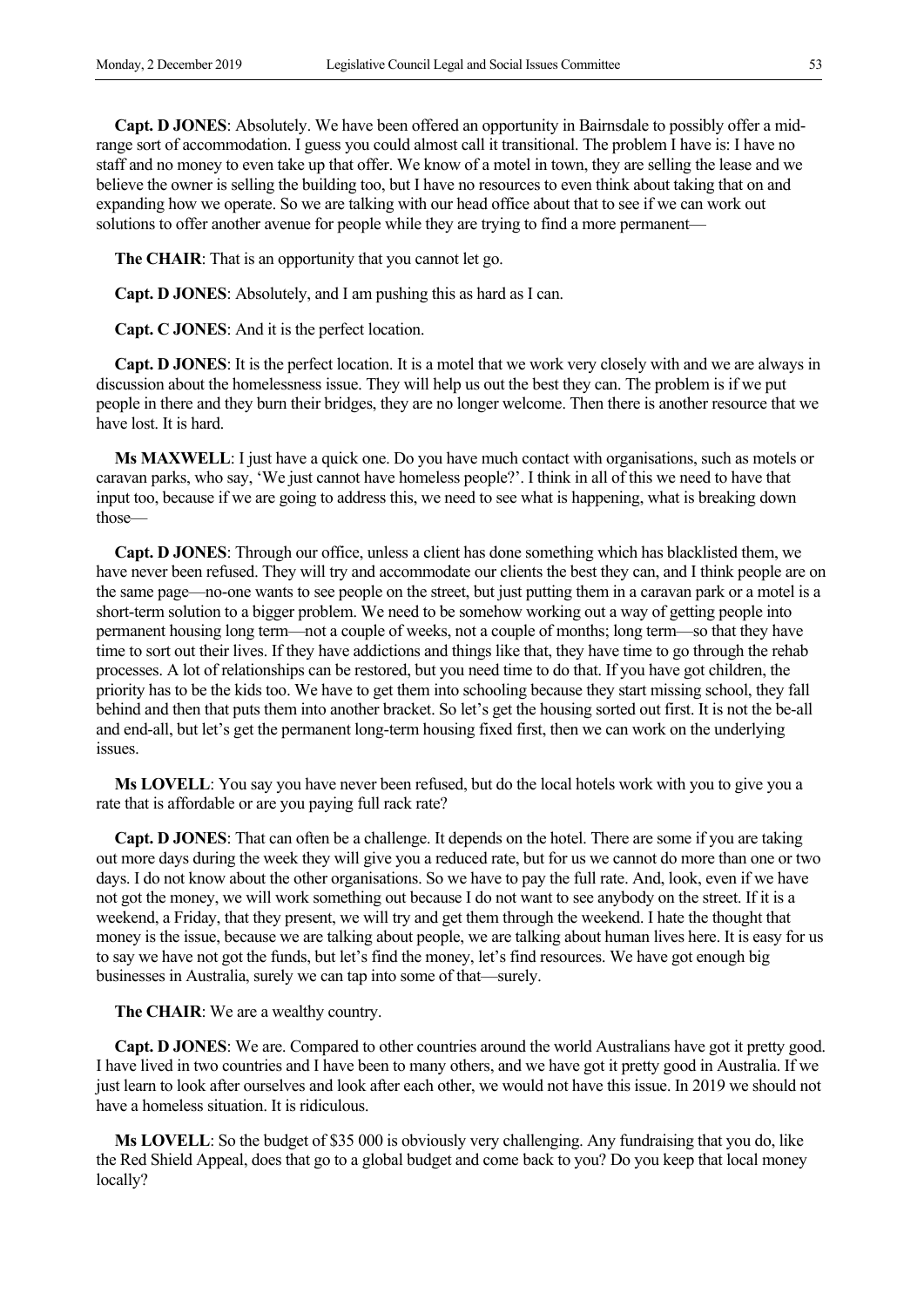**Capt. D JONES**: Absolutely. We have been offered an opportunity in Bairnsdale to possibly offer a mid-range sort of accommodation. I guess you could almost call it transitional. The problem I have is: I have no staff and no money to even take up that offer. We know of a motel in town, they are selling the lease and we believe the owner is selling the building too, but I have no resources to even think about taking that on and expanding how we operate. So we are talking with our head office about that to see if we can work out solutions to offer another avenue for people while they are trying to find a more permanent—

**The CHAIR**: That is an opportunity that you cannot let go.

**Capt. D JONES**: Absolutely, and I am pushing this as hard as I can.

**Capt. C JONES**: And it is the perfect location.

**Capt. D JONES**: It is the perfect location. It is a motel that we work very closely with and we are always in discussion about the homelessness issue. They will help us out the best they can. The problem is if we put people in there and they burn their bridges, they are no longer welcome. Then there is another resource that we have lost. It is hard.

**Ms MAXWELL**: I just have a quick one. Do you have much contact with organisations, such as motels or caravan parks, who say, 'We just cannot have homeless people?'. I think in all of this we need to have that input too, because if we are going to address this, we need to see what is happening, what is breaking down those—

**Capt. D JONES**: Through our office, unless a client has done something which has blacklisted them, we have never been refused. They will try and accommodate our clients the best they can, and I think people are on the same page—no-one wants to see people on the street, but just putting them in a caravan park or a motel is a short-term solution to a bigger problem. We need to be somehow working out a way of getting people into permanent housing long term—not a couple of weeks, not a couple of months; long term—so that they have time to sort out their lives. If they have addictions and things like that, they have time to go through the rehab processes. A lot of relationships can be restored, but you need time to do that. If you have got children, the priority has to be the kids too. We have to get them into schooling because they start missing school, they fall behind and then that puts them into another bracket. So let's get the housing sorted out first. It is not the be-all and end-all, but let's get the permanent long-term housing fixed first, then we can work on the underlying issues.

**Ms LOVELL**: You say you have never been refused, but do the local hotels work with you to give you a rate that is affordable or are you paying full rack rate?

**Capt. D JONES**: That can often be a challenge. It depends on the hotel. There are some if you are taking out more days during the week they will give you a reduced rate, but for us we cannot do more than one or two days. I do not know about the other organisations. So we have to pay the full rate. And, look, even if we have not got the money, we will work something out because I do not want to see anybody on the street. If it is a weekend, a Friday, that they present, we will try and get them through the weekend. I hate the thought that money is the issue, because we are talking about people, we are talking about human lives here. It is easy for us to say we have not got the funds, but let's find the money, let's find resources. We have got enough big businesses in Australia, surely we can tap into some of that—surely.

**The CHAIR**: We are a wealthy country.

**Capt. D JONES**: We are. Compared to other countries around the world Australians have got it pretty good. I have lived in two countries and I have been to many others, and we have got it pretty good in Australia. If we just learn to look after ourselves and look after each other, we would not have this issue. In 2019 we should not have a homeless situation. It is ridiculous.

**Ms LOVELL**: So the budget of $35 000 is obviously very challenging. Any fundraising that you do, like the Red Shield Appeal, does that go to a global budget and come back to you? Do you keep that local money locally?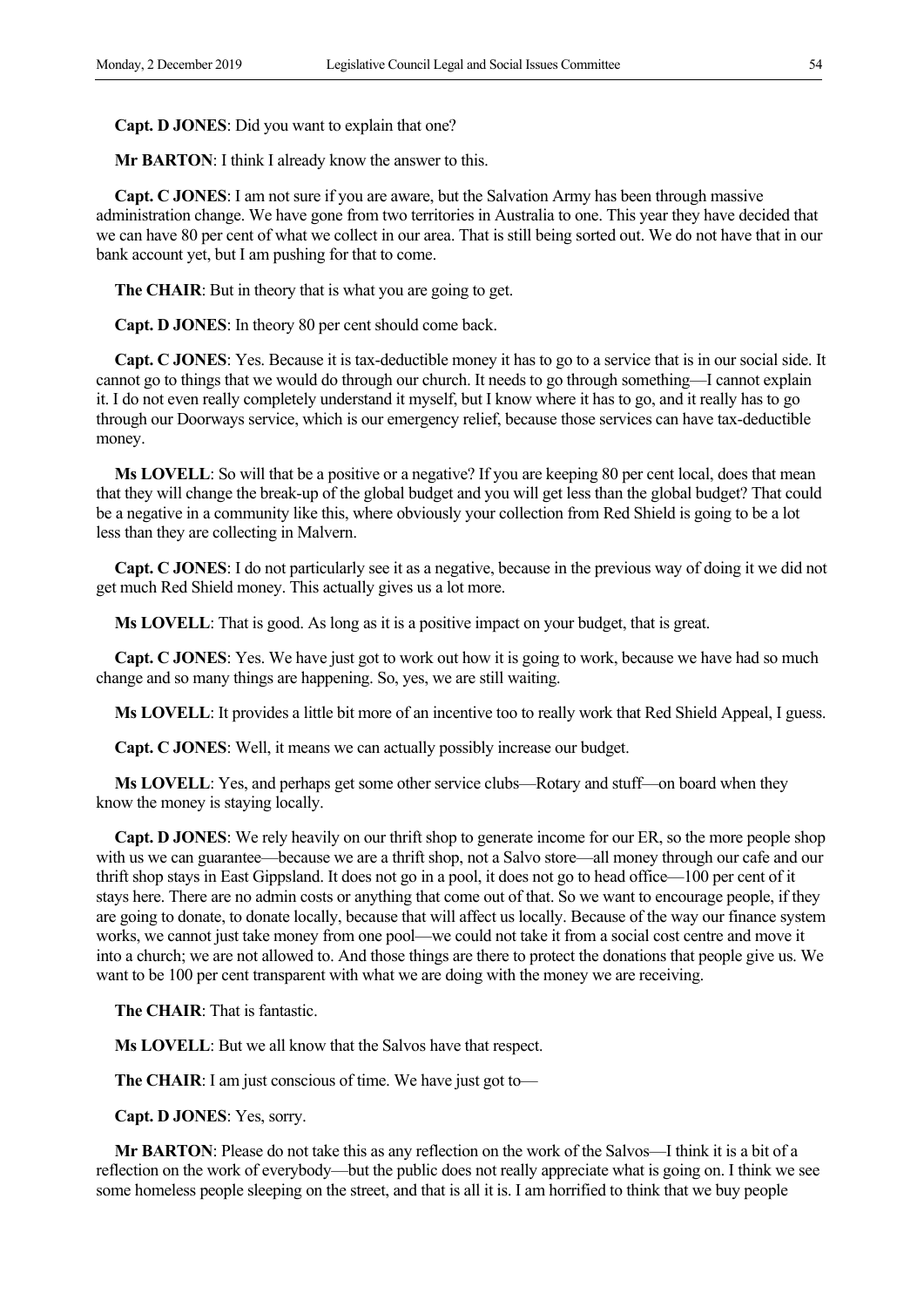**Capt. D JONES**: Did you want to explain that one?

**Mr BARTON**: I think I already know the answer to this.

**Capt. C JONES**: I am not sure if you are aware, but the Salvation Army has been through massive administration change. We have gone from two territories in Australia to one. This year they have decided that we can have 80 per cent of what we collect in our area. That is still being sorted out. We do not have that in our bank account yet, but I am pushing for that to come.

**The CHAIR**: But in theory that is what you are going to get.

**Capt. D JONES**: In theory 80 per cent should come back.

**Capt. C JONES**: Yes. Because it is tax-deductible money it has to go to a service that is in our social side. It cannot go to things that we would do through our church. It needs to go through something—I cannot explain it. I do not even really completely understand it myself, but I know where it has to go, and it really has to go through our Doorways service, which is our emergency relief, because those services can have tax-deductible money.

**Ms LOVELL**: So will that be a positive or a negative? If you are keeping 80 per cent local, does that mean that they will change the break-up of the global budget and you will get less than the global budget? That could be a negative in a community like this, where obviously your collection from Red Shield is going to be a lot less than they are collecting in Malvern.

**Capt. C JONES**: I do not particularly see it as a negative, because in the previous way of doing it we did not get much Red Shield money. This actually gives us a lot more.

**Ms LOVELL**: That is good. As long as it is a positive impact on your budget, that is great.

**Capt. C JONES**: Yes. We have just got to work out how it is going to work, because we have had so much change and so many things are happening. So, yes, we are still waiting.

**Ms LOVELL**: It provides a little bit more of an incentive too to really work that Red Shield Appeal, I guess.

**Capt. C JONES**: Well, it means we can actually possibly increase our budget.

**Ms LOVELL**: Yes, and perhaps get some other service clubs—Rotary and stuff—on board when they know the money is staying locally.

**Capt. D JONES**: We rely heavily on our thrift shop to generate income for our ER, so the more people shop with us we can guarantee—because we are a thrift shop, not a Salvo store—all money through our cafe and our thrift shop stays in East Gippsland. It does not go in a pool, it does not go to head office—100 per cent of it stays here. There are no admin costs or anything that come out of that. So we want to encourage people, if they are going to donate, to donate locally, because that will affect us locally. Because of the way our finance system works, we cannot just take money from one pool—we could not take it from a social cost centre and move it into a church; we are not allowed to. And those things are there to protect the donations that people give us. We want to be 100 per cent transparent with what we are doing with the money we are receiving.

**The CHAIR**: That is fantastic.

**Ms LOVELL**: But we all know that the Salvos have that respect.

**The CHAIR**: I am just conscious of time. We have just got to—

**Capt. D JONES**: Yes, sorry.

**Mr BARTON**: Please do not take this as any reflection on the work of the Salvos—I think it is a bit of a reflection on the work of everybody—but the public does not really appreciate what is going on. I think we see some homeless people sleeping on the street, and that is all it is. I am horrified to think that we buy people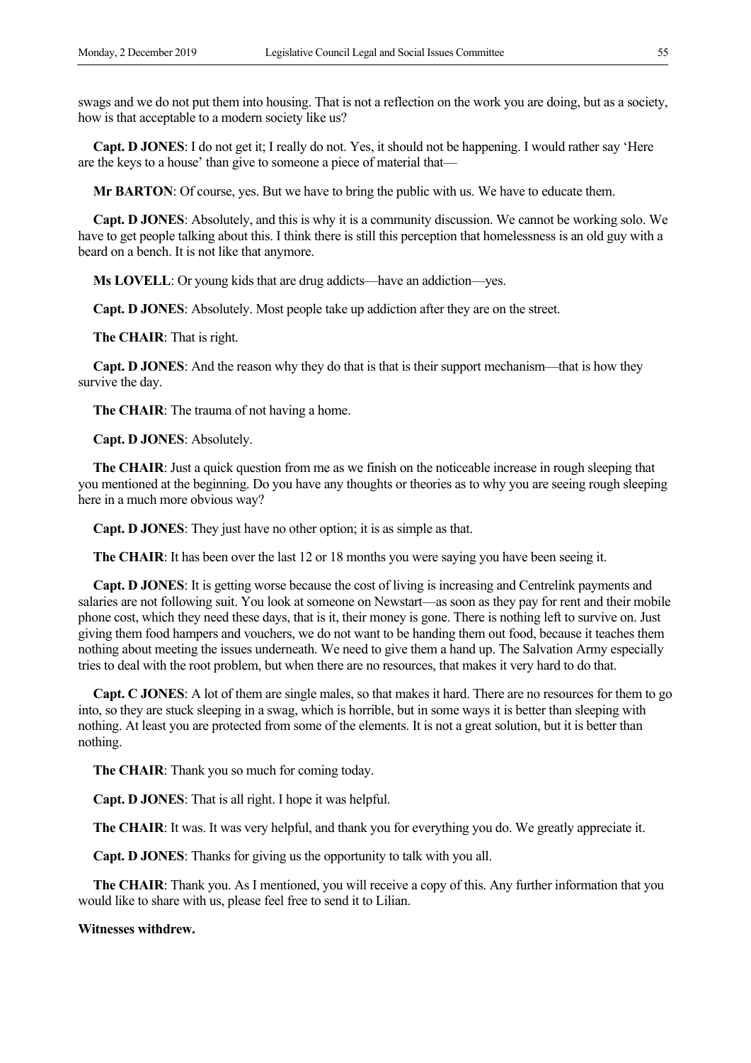swags and we do not put them into housing. That is not a reflection on the work you are doing, but as a society, how is that acceptable to a modern society like us?

**Capt. D JONES**: I do not get it; I really do not. Yes, it should not be happening. I would rather say 'Here are the keys to a house' than give to someone a piece of material that—

**Mr BARTON**: Of course, yes. But we have to bring the public with us. We have to educate them.

**Capt. D JONES**: Absolutely, and this is why it is a community discussion. We cannot be working solo. We have to get people talking about this. I think there is still this perception that homelessness is an old guy with a beard on a bench. It is not like that anymore.

**Ms LOVELL**: Or young kids that are drug addicts—have an addiction—yes.

**Capt. D JONES**: Absolutely. Most people take up addiction after they are on the street.

**The CHAIR**: That is right.

**Capt. D JONES**: And the reason why they do that is that is their support mechanism—that is how they survive the day.

**The CHAIR**: The trauma of not having a home.

**Capt. D JONES**: Absolutely.

**The CHAIR**: Just a quick question from me as we finish on the noticeable increase in rough sleeping that you mentioned at the beginning. Do you have any thoughts or theories as to why you are seeing rough sleeping here in a much more obvious way?

**Capt. D JONES**: They just have no other option; it is as simple as that.

**The CHAIR**: It has been over the last 12 or 18 months you were saying you have been seeing it.

**Capt. D JONES**: It is getting worse because the cost of living is increasing and Centrelink payments and salaries are not following suit. You look at someone on Newstart—as soon as they pay for rent and their mobile phone cost, which they need these days, that is it, their money is gone. There is nothing left to survive on. Just giving them food hampers and vouchers, we do not want to be handing them out food, because it teaches them nothing about meeting the issues underneath. We need to give them a hand up. The Salvation Army especially tries to deal with the root problem, but when there are no resources, that makes it very hard to do that.

**Capt. C JONES**: A lot of them are single males, so that makes it hard. There are no resources for them to go into, so they are stuck sleeping in a swag, which is horrible, but in some ways it is better than sleeping with nothing. At least you are protected from some of the elements. It is not a great solution, but it is better than nothing.

**The CHAIR**: Thank you so much for coming today.

**Capt. D JONES**: That is all right. I hope it was helpful.

**The CHAIR**: It was. It was very helpful, and thank you for everything you do. We greatly appreciate it.

**Capt. D JONES**: Thanks for giving us the opportunity to talk with you all.

**The CHAIR**: Thank you. As I mentioned, you will receive a copy of this. Any further information that you would like to share with us, please feel free to send it to Lilian.

**Witnesses withdrew.**